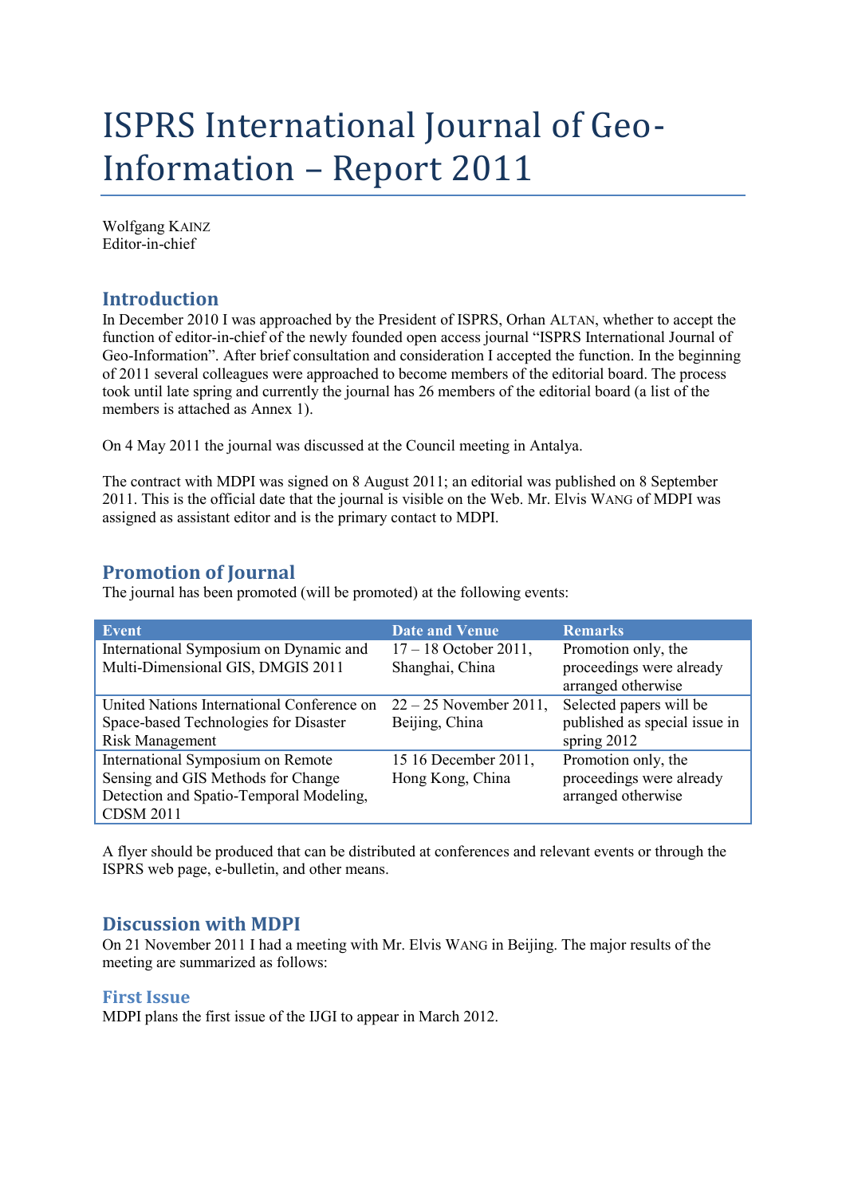# ISPRS International Journal of Geo-Information – Report 2011

Wolfgang KAINZ
Editor-in-chief

## Introduction

In December 2010 I was approached by the President of ISPRS, Orhan ALTAN, whether to accept the function of editor-in-chief of the newly founded open access journal "ISPRS International Journal of Geo-Information". After brief consultation and consideration I accepted the function. In the beginning of 2011 several colleagues were approached to become members of the editorial board. The process took until late spring and currently the journal has 26 members of the editorial board (a list of the members is attached as Annex 1).

On 4 May 2011 the journal was discussed at the Council meeting in Antalya.

The contract with MDPI was signed on 8 August 2011; an editorial was published on 8 September 2011. This is the official date that the journal is visible on the Web. Mr. Elvis WANG of MDPI was assigned as assistant editor and is the primary contact to MDPI.

## Promotion of Journal

The journal has been promoted (will be promoted) at the following events:

| Event | Date and Venue | Remarks |
| --- | --- | --- |
| International Symposium on Dynamic and Multi-Dimensional GIS, DMGIS 2011 | 17 – 18 October 2011, Shanghai, China | Promotion only, the proceedings were already arranged otherwise |
| United Nations International Conference on Space-based Technologies for Disaster Risk Management | 22 – 25 November 2011, Beijing, China | Selected papers will be published as special issue in spring 2012 |
| International Symposium on Remote Sensing and GIS Methods for Change Detection and Spatio-Temporal Modeling, CDSM 2011 | 15 16 December 2011, Hong Kong, China | Promotion only, the proceedings were already arranged otherwise |

A flyer should be produced that can be distributed at conferences and relevant events or through the ISPRS web page, e-bulletin, and other means.

## Discussion with MDPI

On 21 November 2011 I had a meeting with Mr. Elvis WANG in Beijing. The major results of the meeting are summarized as follows:

### First Issue

MDPI plans the first issue of the IJGI to appear in March 2012.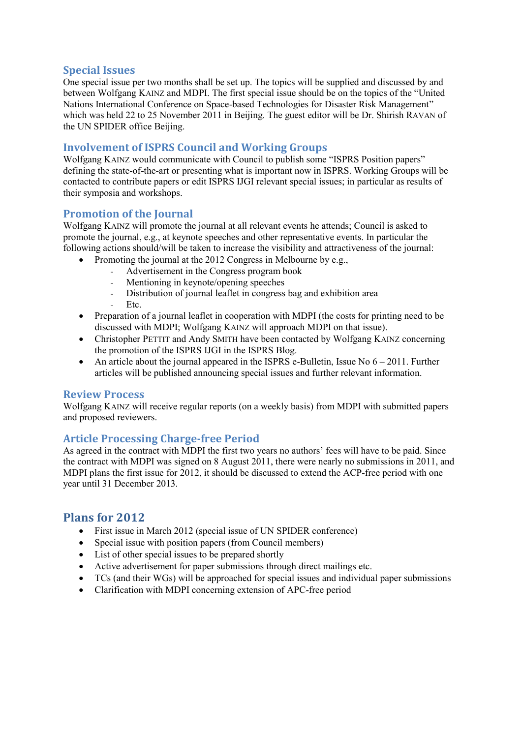### Special Issues

One special issue per two months shall be set up. The topics will be supplied and discussed by and between Wolfgang KAINZ and MDPI. The first special issue should be on the topics of the "United Nations International Conference on Space-based Technologies for Disaster Risk Management" which was held 22 to 25 November 2011 in Beijing. The guest editor will be Dr. Shirish RAVAN of the UN SPIDER office Beijing.

### Involvement of ISPRS Council and Working Groups

Wolfgang KAINZ would communicate with Council to publish some "ISPRS Position papers" defining the state-of-the-art or presenting what is important now in ISPRS. Working Groups will be contacted to contribute papers or edit ISPRS IJGI relevant special issues; in particular as results of their symposia and workshops.

### Promotion of the Journal

Wolfgang KAINZ will promote the journal at all relevant events he attends; Council is asked to promote the journal, e.g., at keynote speeches and other representative events. In particular the following actions should/will be taken to increase the visibility and attractiveness of the journal:

- Promoting the journal at the 2012 Congress in Melbourne by e.g.,
  - Advertisement in the Congress program book
  - Mentioning in keynote/opening speeches
  - Distribution of journal leaflet in congress bag and exhibition area
  - Etc.
- Preparation of a journal leaflet in cooperation with MDPI (the costs for printing need to be discussed with MDPI; Wolfgang KAINZ will approach MDPI on that issue).
- Christopher PETTIT and Andy SMITH have been contacted by Wolfgang KAINZ concerning the promotion of the ISPRS IJGI in the ISPRS Blog.
- An article about the journal appeared in the ISPRS e-Bulletin, Issue No 6 – 2011. Further articles will be published announcing special issues and further relevant information.

### Review Process

Wolfgang KAINZ will receive regular reports (on a weekly basis) from MDPI with submitted papers and proposed reviewers.

### Article Processing Charge-free Period

As agreed in the contract with MDPI the first two years no authors' fees will have to be paid. Since the contract with MDPI was signed on 8 August 2011, there were nearly no submissions in 2011, and MDPI plans the first issue for 2012, it should be discussed to extend the ACP-free period with one year until 31 December 2013.

## Plans for 2012

- First issue in March 2012 (special issue of UN SPIDER conference)
- Special issue with position papers (from Council members)
- List of other special issues to be prepared shortly
- Active advertisement for paper submissions through direct mailings etc.
- TCs (and their WGs) will be approached for special issues and individual paper submissions
- Clarification with MDPI concerning extension of APC-free period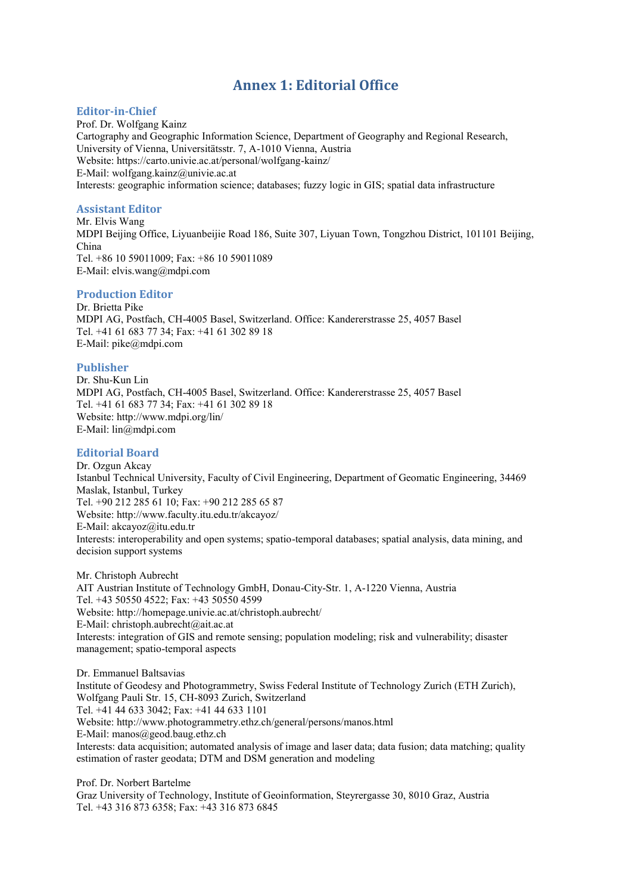# Annex 1: Editorial Office

## Editor-in-Chief

Prof. Dr. Wolfgang Kainz
Cartography and Geographic Information Science, Department of Geography and Regional Research, University of Vienna, Universitätsstr. 7, A-1010 Vienna, Austria
Website: https://carto.univie.ac.at/personal/wolfgang-kainz/
E-Mail: wolfgang.kainz@univie.ac.at
Interests: geographic information science; databases; fuzzy logic in GIS; spatial data infrastructure

## Assistant Editor

Mr. Elvis Wang
MDPI Beijing Office, Liyuanbeijie Road 186, Suite 307, Liyuan Town, Tongzhou District, 101101 Beijing, China
Tel. +86 10 59011009; Fax: +86 10 59011089
E-Mail: elvis.wang@mdpi.com

## Production Editor

Dr. Brietta Pike
MDPI AG, Postfach, CH-4005 Basel, Switzerland. Office: Kandererstrasse 25, 4057 Basel
Tel. +41 61 683 77 34; Fax: +41 61 302 89 18
E-Mail: pike@mdpi.com

## Publisher

Dr. Shu-Kun Lin
MDPI AG, Postfach, CH-4005 Basel, Switzerland. Office: Kandererstrasse 25, 4057 Basel
Tel. +41 61 683 77 34; Fax: +41 61 302 89 18
Website: http://www.mdpi.org/lin/
E-Mail: lin@mdpi.com

## Editorial Board

Dr. Ozgun Akcay
Istanbul Technical University, Faculty of Civil Engineering, Department of Geomatic Engineering, 34469 Maslak, Istanbul, Turkey
Tel. +90 212 285 61 10; Fax: +90 212 285 65 87
Website: http://www.faculty.itu.edu.tr/akcayoz/
E-Mail: akcayoz@itu.edu.tr
Interests: interoperability and open systems; spatio-temporal databases; spatial analysis, data mining, and decision support systems

Mr. Christoph Aubrecht
AIT Austrian Institute of Technology GmbH, Donau-City-Str. 1, A-1220 Vienna, Austria
Tel. +43 50550 4522; Fax: +43 50550 4599
Website: http://homepage.univie.ac.at/christoph.aubrecht/
E-Mail: christoph.aubrecht@ait.ac.at
Interests: integration of GIS and remote sensing; population modeling; risk and vulnerability; disaster management; spatio-temporal aspects

Dr. Emmanuel Baltsavias
Institute of Geodesy and Photogrammetry, Swiss Federal Institute of Technology Zurich (ETH Zurich), Wolfgang Pauli Str. 15, CH-8093 Zurich, Switzerland
Tel. +41 44 633 3042; Fax: +41 44 633 1101
Website: http://www.photogrammetry.ethz.ch/general/persons/manos.html
E-Mail: manos@geod.baug.ethz.ch
Interests: data acquisition; automated analysis of image and laser data; data fusion; data matching; quality estimation of raster geodata; DTM and DSM generation and modeling

Prof. Dr. Norbert Bartelme
Graz University of Technology, Institute of Geoinformation, Steyrergasse 30, 8010 Graz, Austria
Tel. +43 316 873 6358; Fax: +43 316 873 6845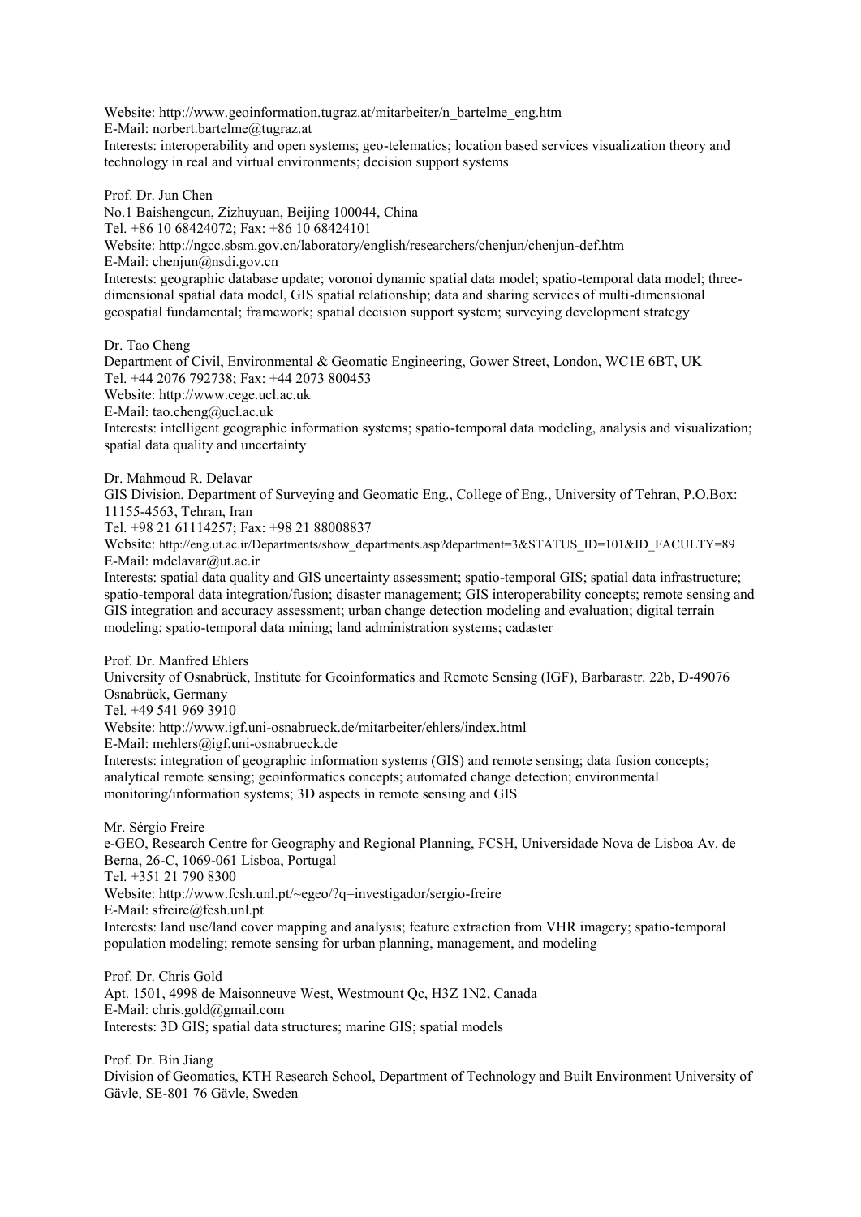Website: http://www.geoinformation.tugraz.at/mitarbeiter/n_bartelme_eng.htm
E-Mail: norbert.bartelme@tugraz.at
Interests: interoperability and open systems; geo-telematics; location based services visualization theory and technology in real and virtual environments; decision support systems

Prof. Dr. Jun Chen
No.1 Baishengcun, Zizhuyuan, Beijing 100044, China
Tel. +86 10 68424072; Fax: +86 10 68424101
Website: http://ngcc.sbsm.gov.cn/laboratory/english/researchers/chenjun/chenjun-def.htm
E-Mail: chenjun@nsdi.gov.cn
Interests: geographic database update; voronoi dynamic spatial data model; spatio-temporal data model; three-dimensional spatial data model, GIS spatial relationship; data and sharing services of multi-dimensional geospatial fundamental; framework; spatial decision support system; surveying development strategy

Dr. Tao Cheng
Department of Civil, Environmental & Geomatic Engineering, Gower Street, London, WC1E 6BT, UK
Tel. +44 2076 792738; Fax: +44 2073 800453
Website: http://www.cege.ucl.ac.uk
E-Mail: tao.cheng@ucl.ac.uk
Interests: intelligent geographic information systems; spatio-temporal data modeling, analysis and visualization; spatial data quality and uncertainty

Dr. Mahmoud R. Delavar
GIS Division, Department of Surveying and Geomatic Eng., College of Eng., University of Tehran, P.O.Box: 11155-4563, Tehran, Iran
Tel. +98 21 61114257; Fax: +98 21 88008837
Website: http://eng.ut.ac.ir/Departments/show_departments.asp?department=3&STATUS_ID=101&ID_FACULTY=89
E-Mail: mdelavar@ut.ac.ir
Interests: spatial data quality and GIS uncertainty assessment; spatio-temporal GIS; spatial data infrastructure; spatio-temporal data integration/fusion; disaster management; GIS interoperability concepts; remote sensing and GIS integration and accuracy assessment; urban change detection modeling and evaluation; digital terrain modeling; spatio-temporal data mining; land administration systems; cadaster

Prof. Dr. Manfred Ehlers
University of Osnabrück, Institute for Geoinformatics and Remote Sensing (IGF), Barbarastr. 22b, D-49076 Osnabrück, Germany
Tel. +49 541 969 3910
Website: http://www.igf.uni-osnabrueck.de/mitarbeiter/ehlers/index.html
E-Mail: mehlers@igf.uni-osnabrueck.de
Interests: integration of geographic information systems (GIS) and remote sensing; data fusion concepts; analytical remote sensing; geoinformatics concepts; automated change detection; environmental monitoring/information systems; 3D aspects in remote sensing and GIS

Mr. Sérgio Freire
e-GEO, Research Centre for Geography and Regional Planning, FCSH, Universidade Nova de Lisboa Av. de Berna, 26-C, 1069-061 Lisboa, Portugal
Tel. +351 21 790 8300
Website: http://www.fcsh.unl.pt/~egeo/?q=investigador/sergio-freire
E-Mail: sfreire@fcsh.unl.pt
Interests: land use/land cover mapping and analysis; feature extraction from VHR imagery; spatio-temporal population modeling; remote sensing for urban planning, management, and modeling

Prof. Dr. Chris Gold
Apt. 1501, 4998 de Maisonneuve West, Westmount Qc, H3Z 1N2, Canada
E-Mail: chris.gold@gmail.com
Interests: 3D GIS; spatial data structures; marine GIS; spatial models

Prof. Dr. Bin Jiang
Division of Geomatics, KTH Research School, Department of Technology and Built Environment University of Gävle, SE-801 76 Gävle, Sweden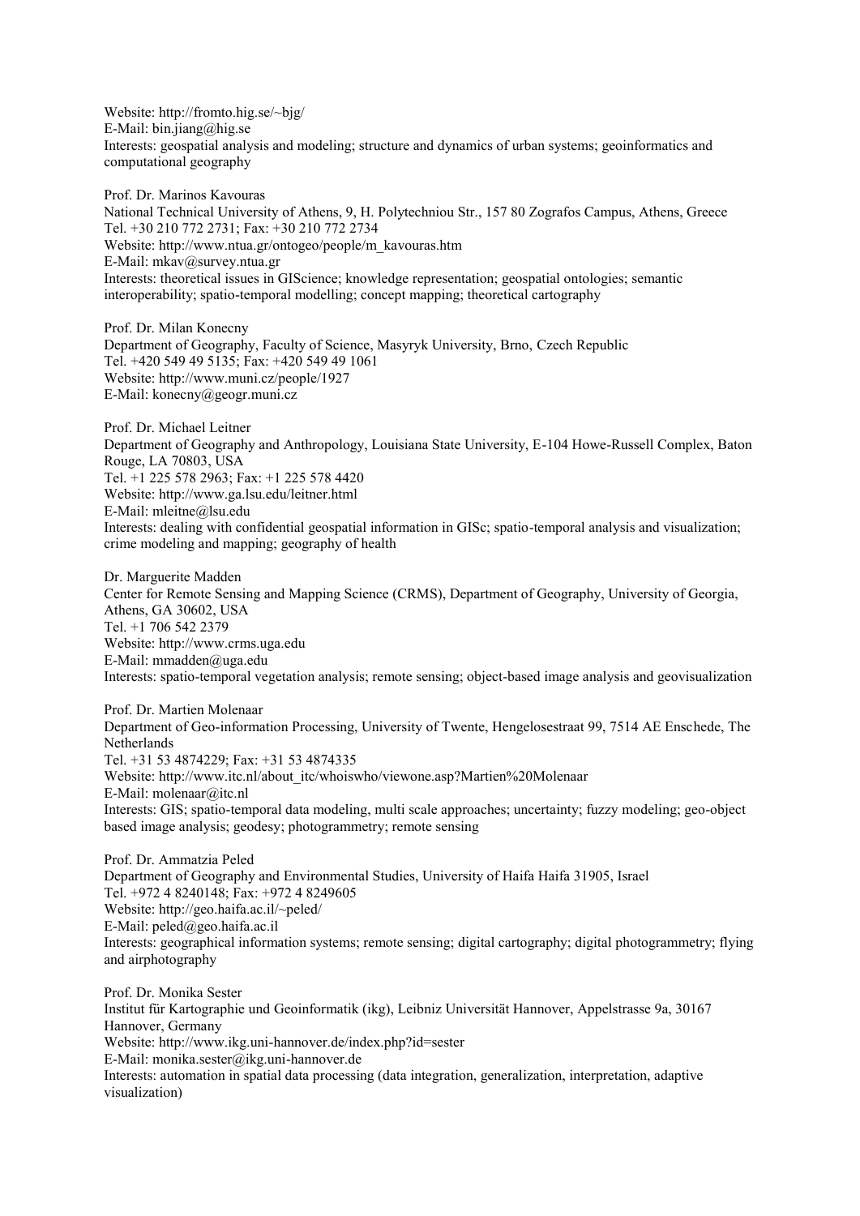Website: http://fromto.hig.se/~bjg/
E-Mail: bin.jiang@hig.se
Interests: geospatial analysis and modeling; structure and dynamics of urban systems; geoinformatics and computational geography

Prof. Dr. Marinos Kavouras
National Technical University of Athens, 9, H. Polytechniou Str., 157 80 Zografos Campus, Athens, Greece
Tel. +30 210 772 2731; Fax: +30 210 772 2734
Website: http://www.ntua.gr/ontogeo/people/m_kavouras.htm
E-Mail: mkav@survey.ntua.gr
Interests: theoretical issues in GIScience; knowledge representation; geospatial ontologies; semantic interoperability; spatio-temporal modelling; concept mapping; theoretical cartography

Prof. Dr. Milan Konecny
Department of Geography, Faculty of Science, Masyryk University, Brno, Czech Republic
Tel. +420 549 49 5135; Fax: +420 549 49 1061
Website: http://www.muni.cz/people/1927
E-Mail: konecny@geogr.muni.cz

Prof. Dr. Michael Leitner
Department of Geography and Anthropology, Louisiana State University, E-104 Howe-Russell Complex, Baton Rouge, LA 70803, USA
Tel. +1 225 578 2963; Fax: +1 225 578 4420
Website: http://www.ga.lsu.edu/leitner.html
E-Mail: mleitne@lsu.edu
Interests: dealing with confidential geospatial information in GISc; spatio-temporal analysis and visualization; crime modeling and mapping; geography of health

Dr. Marguerite Madden
Center for Remote Sensing and Mapping Science (CRMS), Department of Geography, University of Georgia, Athens, GA 30602, USA
Tel. +1 706 542 2379
Website: http://www.crms.uga.edu
E-Mail: mmadden@uga.edu
Interests: spatio-temporal vegetation analysis; remote sensing; object-based image analysis and geovisualization

Prof. Dr. Martien Molenaar
Department of Geo-information Processing, University of Twente, Hengelosestraat 99, 7514 AE Enschede, The Netherlands
Tel. +31 53 4874229; Fax: +31 53 4874335
Website: http://www.itc.nl/about_itc/whoiswho/viewone.asp?Martien%20Molenaar
E-Mail: molenaar@itc.nl
Interests: GIS; spatio-temporal data modeling, multi scale approaches; uncertainty; fuzzy modeling; geo-object based image analysis; geodesy; photogrammetry; remote sensing

Prof. Dr. Ammatzia Peled
Department of Geography and Environmental Studies, University of Haifa Haifa 31905, Israel
Tel. +972 4 8240148; Fax: +972 4 8249605
Website: http://geo.haifa.ac.il/~peled/
E-Mail: peled@geo.haifa.ac.il
Interests: geographical information systems; remote sensing; digital cartography; digital photogrammetry; flying and airphotography

Prof. Dr. Monika Sester
Institut für Kartographie und Geoinformatik (ikg), Leibniz Universität Hannover, Appelstrasse 9a, 30167 Hannover, Germany
Website: http://www.ikg.uni-hannover.de/index.php?id=sester
E-Mail: monika.sester@ikg.uni-hannover.de
Interests: automation in spatial data processing (data integration, generalization, interpretation, adaptive visualization)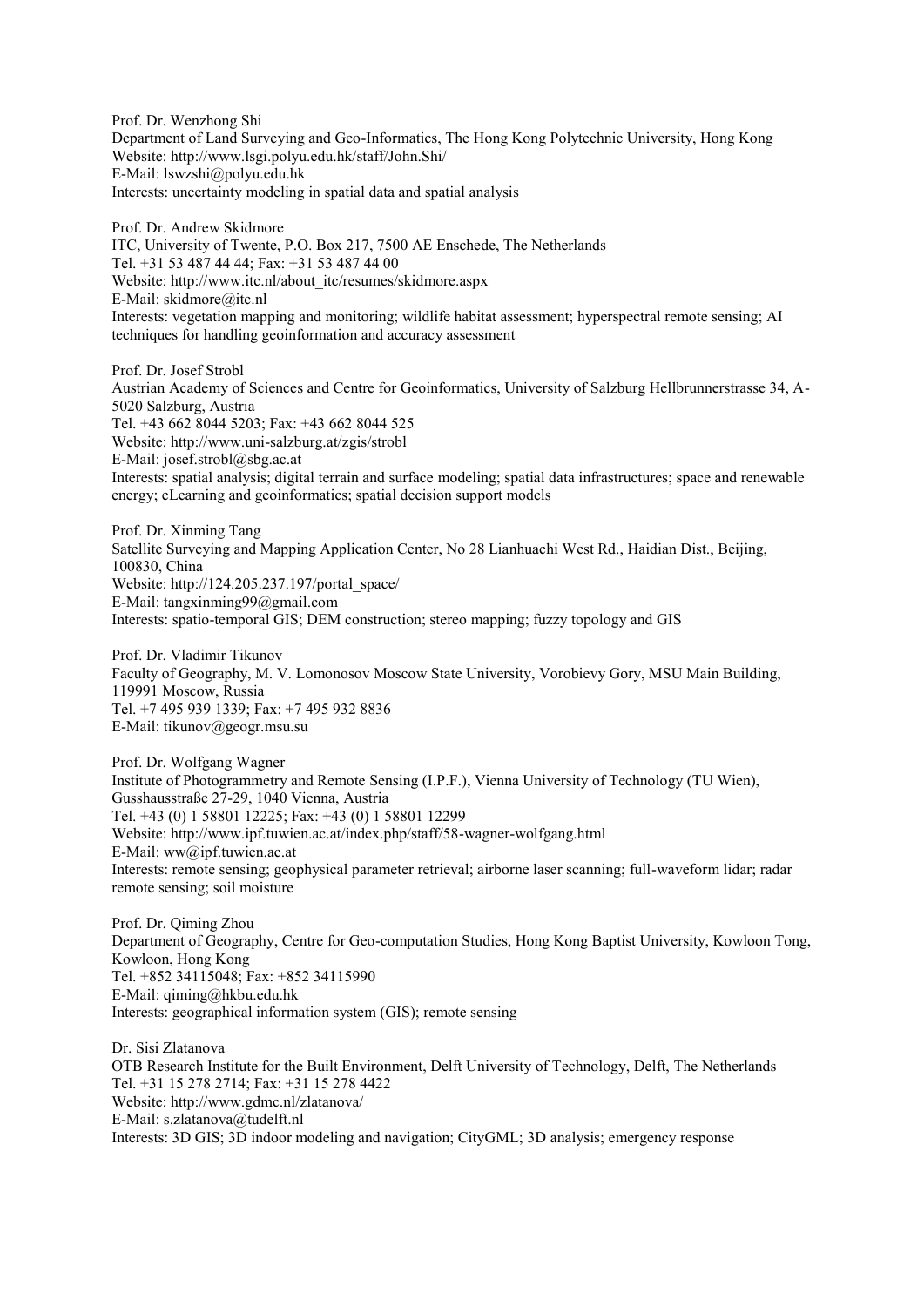Prof. Dr. Wenzhong Shi
Department of Land Surveying and Geo-Informatics, The Hong Kong Polytechnic University, Hong Kong
Website: http://www.lsgi.polyu.edu.hk/staff/John.Shi/
E-Mail: lswzshi@polyu.edu.hk
Interests: uncertainty modeling in spatial data and spatial analysis

Prof. Dr. Andrew Skidmore
ITC, University of Twente, P.O. Box 217, 7500 AE Enschede, The Netherlands
Tel. +31 53 487 44 44; Fax: +31 53 487 44 00
Website: http://www.itc.nl/about_itc/resumes/skidmore.aspx
E-Mail: skidmore@itc.nl
Interests: vegetation mapping and monitoring; wildlife habitat assessment; hyperspectral remote sensing; AI techniques for handling geoinformation and accuracy assessment

Prof. Dr. Josef Strobl
Austrian Academy of Sciences and Centre for Geoinformatics, University of Salzburg Hellbrunnerstrasse 34, A-5020 Salzburg, Austria
Tel. +43 662 8044 5203; Fax: +43 662 8044 525
Website: http://www.uni-salzburg.at/zgis/strobl
E-Mail: josef.strobl@sbg.ac.at
Interests: spatial analysis; digital terrain and surface modeling; spatial data infrastructures; space and renewable energy; eLearning and geoinformatics; spatial decision support models

Prof. Dr. Xinming Tang
Satellite Surveying and Mapping Application Center, No 28 Lianhuachi West Rd., Haidian Dist., Beijing, 100830, China
Website: http://124.205.237.197/portal_space/
E-Mail: tangxinming99@gmail.com
Interests: spatio-temporal GIS; DEM construction; stereo mapping; fuzzy topology and GIS

Prof. Dr. Vladimir Tikunov
Faculty of Geography, M. V. Lomonosov Moscow State University, Vorobievy Gory, MSU Main Building, 119991 Moscow, Russia
Tel. +7 495 939 1339; Fax: +7 495 932 8836
E-Mail: tikunov@geogr.msu.su

Prof. Dr. Wolfgang Wagner
Institute of Photogrammetry and Remote Sensing (I.P.F.), Vienna University of Technology (TU Wien), Gusshausstraße 27-29, 1040 Vienna, Austria
Tel. +43 (0) 1 58801 12225; Fax: +43 (0) 1 58801 12299
Website: http://www.ipf.tuwien.ac.at/index.php/staff/58-wagner-wolfgang.html
E-Mail: ww@ipf.tuwien.ac.at
Interests: remote sensing; geophysical parameter retrieval; airborne laser scanning; full-waveform lidar; radar remote sensing; soil moisture

Prof. Dr. Qiming Zhou
Department of Geography, Centre for Geo-computation Studies, Hong Kong Baptist University, Kowloon Tong, Kowloon, Hong Kong
Tel. +852 34115048; Fax: +852 34115990
E-Mail: qiming@hkbu.edu.hk
Interests: geographical information system (GIS); remote sensing

Dr. Sisi Zlatanova
OTB Research Institute for the Built Environment, Delft University of Technology, Delft, The Netherlands
Tel. +31 15 278 2714; Fax: +31 15 278 4422
Website: http://www.gdmc.nl/zlatanova/
E-Mail: s.zlatanova@tudelft.nl
Interests: 3D GIS; 3D indoor modeling and navigation; CityGML; 3D analysis; emergency response